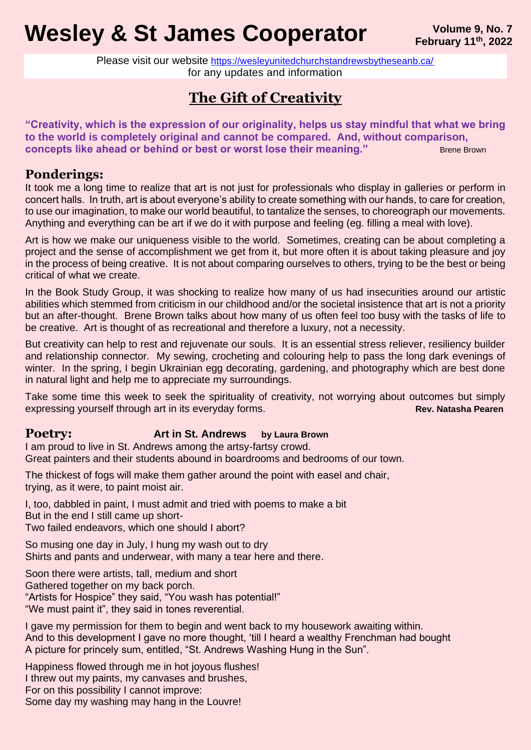# Wesley & St James Cooperator

**Volume 9, No. 7**
**February 11th, 2022**

Please visit our website https://wesleyunitedchurchstandrewsbytheseanb.ca/ for any updates and information

## The Gift of Creativity

**"Creativity, which is the expression of our originality, helps us stay mindful that what we bring to the world is completely original and cannot be compared. And, without comparison, concepts like ahead or behind or best or worst lose their meaning."** Brene Brown

### Ponderings:

It took me a long time to realize that art is not just for professionals who display in galleries or perform in concert halls. In truth, art is about everyone's ability to create something with our hands, to care for creation, to use our imagination, to make our world beautiful, to tantalize the senses, to choreograph our movements. Anything and everything can be art if we do it with purpose and feeling (eg. filling a meal with love).

Art is how we make our uniqueness visible to the world. Sometimes, creating can be about completing a project and the sense of accomplishment we get from it, but more often it is about taking pleasure and joy in the process of being creative. It is not about comparing ourselves to others, trying to be the best or being critical of what we create.

In the Book Study Group, it was shocking to realize how many of us had insecurities around our artistic abilities which stemmed from criticism in our childhood and/or the societal insistence that art is not a priority but an after-thought. Brene Brown talks about how many of us often feel too busy with the tasks of life to be creative. Art is thought of as recreational and therefore a luxury, not a necessity.

But creativity can help to rest and rejuvenate our souls. It is an essential stress reliever, resiliency builder and relationship connector. My sewing, crocheting and colouring help to pass the long dark evenings of winter. In the spring, I begin Ukrainian egg decorating, gardening, and photography which are best done in natural light and help me to appreciate my surroundings.

Take some time this week to seek the spirituality of creativity, not worrying about outcomes but simply expressing yourself through art in its everyday forms. **Rev. Natasha Pearen**

### Poetry: **Art in St. Andrews** by Laura Brown

I am proud to live in St. Andrews among the artsy-fartsy crowd.
Great painters and their students abound in boardrooms and bedrooms of our town.

The thickest of fogs will make them gather around the point with easel and chair,
trying, as it were, to paint moist air.

I, too, dabbled in paint, I must admit and tried with poems to make a bit
But in the end I still came up short-
Two failed endeavors, which one should I abort?

So musing one day in July, I hung my wash out to dry
Shirts and pants and underwear, with many a tear here and there.

Soon there were artists, tall, medium and short
Gathered together on my back porch.
"Artists for Hospice" they said, "You wash has potential!"
"We must paint it", they said in tones reverential.

I gave my permission for them to begin and went back to my housework awaiting within.
And to this development I gave no more thought, 'till I heard a wealthy Frenchman had bought
A picture for princely sum, entitled, "St. Andrews Washing Hung in the Sun".

Happiness flowed through me in hot joyous flushes!
I threw out my paints, my canvases and brushes,
For on this possibility I cannot improve:
Some day my washing may hang in the Louvre!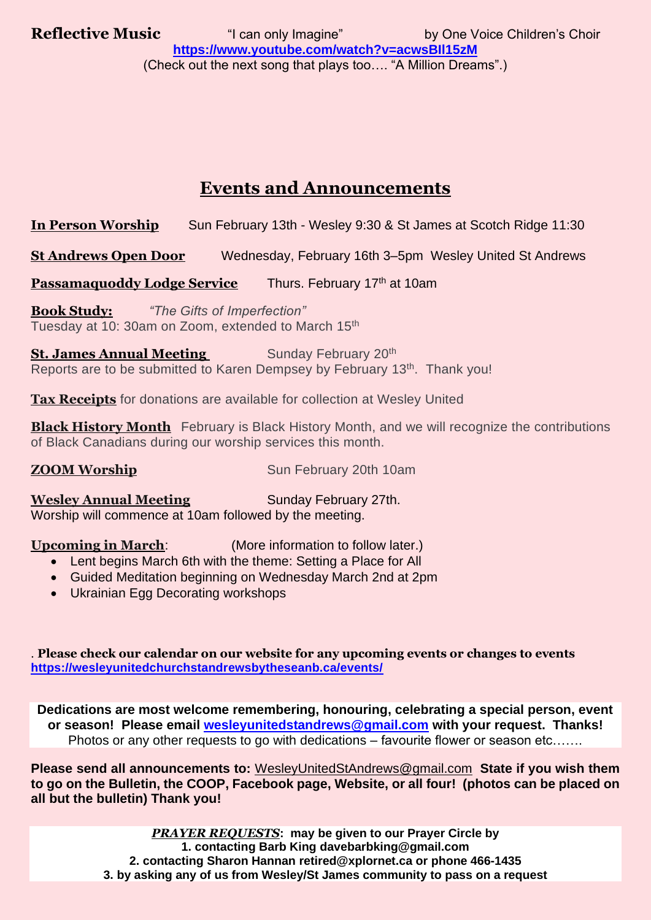**Reflective Music** "I can only Imagine" by One Voice Children's Choir

**https://www.youtube.com/watch?v=acwsBIl15zM**

(Check out the next song that plays too…. "A Million Dreams".)

## Events and Announcements

**In Person Worship** Sun February 13th - Wesley 9:30 & St James at Scotch Ridge 11:30

**St Andrews Open Door** Wednesday, February 16th 3–5pm Wesley United St Andrews

**Passamaquoddy Lodge Service** Thurs. February 17th at 10am

**Book Study:** *"The Gifts of Imperfection"*
Tuesday at 10: 30am on Zoom, extended to March 15th

**St. James Annual Meeting** Sunday February 20th
Reports are to be submitted to Karen Dempsey by February 13th. Thank you!

**Tax Receipts** for donations are available for collection at Wesley United

**Black History Month** February is Black History Month, and we will recognize the contributions of Black Canadians during our worship services this month.

**ZOOM Worship** Sun February 20th 10am

**Wesley Annual Meeting** Sunday February 27th.
Worship will commence at 10am followed by the meeting.

**Upcoming in March**: (More information to follow later.)

- Lent begins March 6th with the theme: Setting a Place for All
- Guided Meditation beginning on Wednesday March 2nd at 2pm
- Ukrainian Egg Decorating workshops

. **Please check our calendar on our website for any upcoming events or changes to events**
**https://wesleyunitedchurchstandrewsbytheseanb.ca/events/**

**Dedications are most welcome remembering, honouring, celebrating a special person, event or season! Please email wesleyunitedstandrews@gmail.com with your request. Thanks!**
Photos or any other requests to go with dedications – favourite flower or season etc…….

**Please send all announcements to:** WesleyUnitedStAndrews@gmail.com **State if you wish them to go on the Bulletin, the COOP, Facebook page, Website, or all four! (photos can be placed on all but the bulletin) Thank you!**

***PRAYER REQUESTS*: may be given to our Prayer Circle by**
**1. contacting Barb King davebarbking@gmail.com**
**2. contacting Sharon Hannan retired@xplornet.ca or phone 466-1435**
**3. by asking any of us from Wesley/St James community to pass on a request**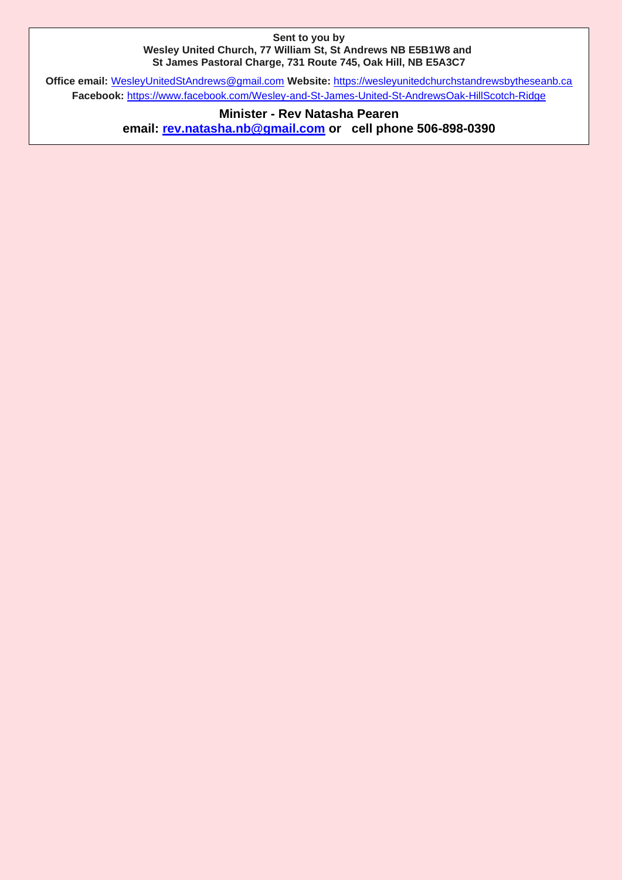**Sent to you by**
**Wesley United Church, 77 William St, St Andrews NB E5B1W8 and**
**St James Pastoral Charge, 731 Route 745, Oak Hill, NB E5A3C7**

**Office email:** WesleyUnitedStAndrews@gmail.com **Website:** https://wesleyunitedchurchstandrewsbytheseanb.ca
**Facebook:** https://www.facebook.com/Wesley-and-St-James-United-St-AndrewsOak-HillScotch-Ridge

**Minister - Rev Natasha Pearen**
**email: rev.natasha.nb@gmail.com or cell phone 506-898-0390**